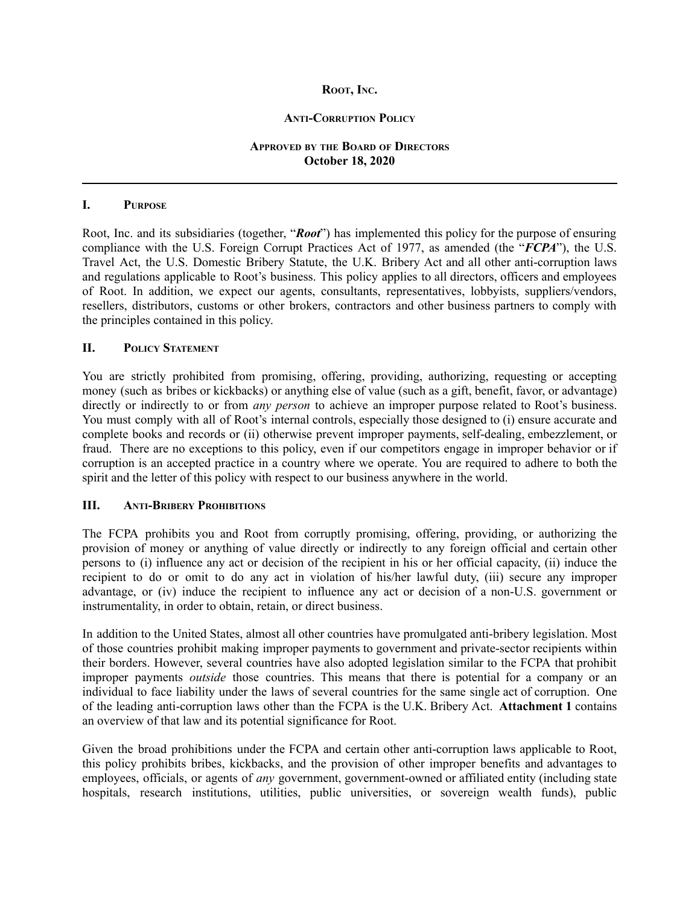**Root, Inc.**

**Anti-Corruption Policy**

**Approved by the Board of Directors**
**October 18, 2020**

---

## I. Purpose

Root, Inc. and its subsidiaries (together, "***Root***") has implemented this policy for the purpose of ensuring compliance with the U.S. Foreign Corrupt Practices Act of 1977, as amended (the "***FCPA***"), the U.S. Travel Act, the U.S. Domestic Bribery Statute, the U.K. Bribery Act and all other anti-corruption laws and regulations applicable to Root's business. This policy applies to all directors, officers and employees of Root. In addition, we expect our agents, consultants, representatives, lobbyists, suppliers/vendors, resellers, distributors, customs or other brokers, contractors and other business partners to comply with the principles contained in this policy.

## II. Policy Statement

You are strictly prohibited from promising, offering, providing, authorizing, requesting or accepting money (such as bribes or kickbacks) or anything else of value (such as a gift, benefit, favor, or advantage) directly or indirectly to or from *any person* to achieve an improper purpose related to Root's business. You must comply with all of Root's internal controls, especially those designed to (i) ensure accurate and complete books and records or (ii) otherwise prevent improper payments, self-dealing, embezzlement, or fraud. There are no exceptions to this policy, even if our competitors engage in improper behavior or if corruption is an accepted practice in a country where we operate. You are required to adhere to both the spirit and the letter of this policy with respect to our business anywhere in the world.

## III. Anti-Bribery Prohibitions

The FCPA prohibits you and Root from corruptly promising, offering, providing, or authorizing the provision of money or anything of value directly or indirectly to any foreign official and certain other persons to (i) influence any act or decision of the recipient in his or her official capacity, (ii) induce the recipient to do or omit to do any act in violation of his/her lawful duty, (iii) secure any improper advantage, or (iv) induce the recipient to influence any act or decision of a non-U.S. government or instrumentality, in order to obtain, retain, or direct business.

In addition to the United States, almost all other countries have promulgated anti-bribery legislation. Most of those countries prohibit making improper payments to government and private-sector recipients within their borders. However, several countries have also adopted legislation similar to the FCPA that prohibit improper payments *outside* those countries. This means that there is potential for a company or an individual to face liability under the laws of several countries for the same single act of corruption. One of the leading anti-corruption laws other than the FCPA is the U.K. Bribery Act. **Attachment 1** contains an overview of that law and its potential significance for Root.

Given the broad prohibitions under the FCPA and certain other anti-corruption laws applicable to Root, this policy prohibits bribes, kickbacks, and the provision of other improper benefits and advantages to employees, officials, or agents of *any* government, government-owned or affiliated entity (including state hospitals, research institutions, utilities, public universities, or sovereign wealth funds), public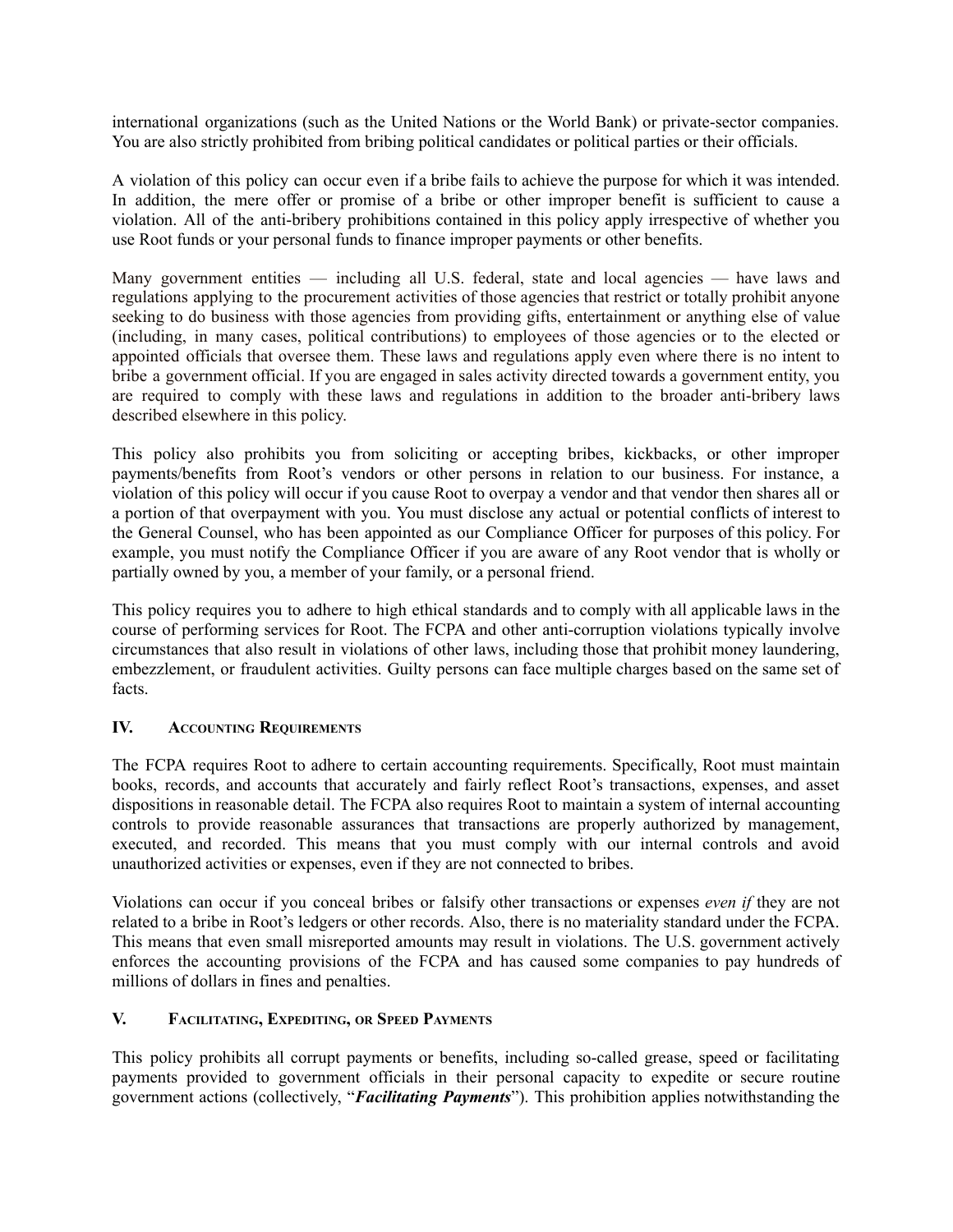international organizations (such as the United Nations or the World Bank) or private-sector companies. You are also strictly prohibited from bribing political candidates or political parties or their officials.

A violation of this policy can occur even if a bribe fails to achieve the purpose for which it was intended. In addition, the mere offer or promise of a bribe or other improper benefit is sufficient to cause a violation. All of the anti-bribery prohibitions contained in this policy apply irrespective of whether you use Root funds or your personal funds to finance improper payments or other benefits.

Many government entities — including all U.S. federal, state and local agencies — have laws and regulations applying to the procurement activities of those agencies that restrict or totally prohibit anyone seeking to do business with those agencies from providing gifts, entertainment or anything else of value (including, in many cases, political contributions) to employees of those agencies or to the elected or appointed officials that oversee them. These laws and regulations apply even where there is no intent to bribe a government official. If you are engaged in sales activity directed towards a government entity, you are required to comply with these laws and regulations in addition to the broader anti-bribery laws described elsewhere in this policy.

This policy also prohibits you from soliciting or accepting bribes, kickbacks, or other improper payments/benefits from Root's vendors or other persons in relation to our business. For instance, a violation of this policy will occur if you cause Root to overpay a vendor and that vendor then shares all or a portion of that overpayment with you. You must disclose any actual or potential conflicts of interest to the General Counsel, who has been appointed as our Compliance Officer for purposes of this policy. For example, you must notify the Compliance Officer if you are aware of any Root vendor that is wholly or partially owned by you, a member of your family, or a personal friend.

This policy requires you to adhere to high ethical standards and to comply with all applicable laws in the course of performing services for Root. The FCPA and other anti-corruption violations typically involve circumstances that also result in violations of other laws, including those that prohibit money laundering, embezzlement, or fraudulent activities. Guilty persons can face multiple charges based on the same set of facts.

## IV. Accounting Requirements

The FCPA requires Root to adhere to certain accounting requirements. Specifically, Root must maintain books, records, and accounts that accurately and fairly reflect Root's transactions, expenses, and asset dispositions in reasonable detail. The FCPA also requires Root to maintain a system of internal accounting controls to provide reasonable assurances that transactions are properly authorized by management, executed, and recorded. This means that you must comply with our internal controls and avoid unauthorized activities or expenses, even if they are not connected to bribes.

Violations can occur if you conceal bribes or falsify other transactions or expenses *even if* they are not related to a bribe in Root's ledgers or other records. Also, there is no materiality standard under the FCPA. This means that even small misreported amounts may result in violations. The U.S. government actively enforces the accounting provisions of the FCPA and has caused some companies to pay hundreds of millions of dollars in fines and penalties.

## V. Facilitating, Expediting, or Speed Payments

This policy prohibits all corrupt payments or benefits, including so-called grease, speed or facilitating payments provided to government officials in their personal capacity to expedite or secure routine government actions (collectively, "***Facilitating Payments***"). This prohibition applies notwithstanding the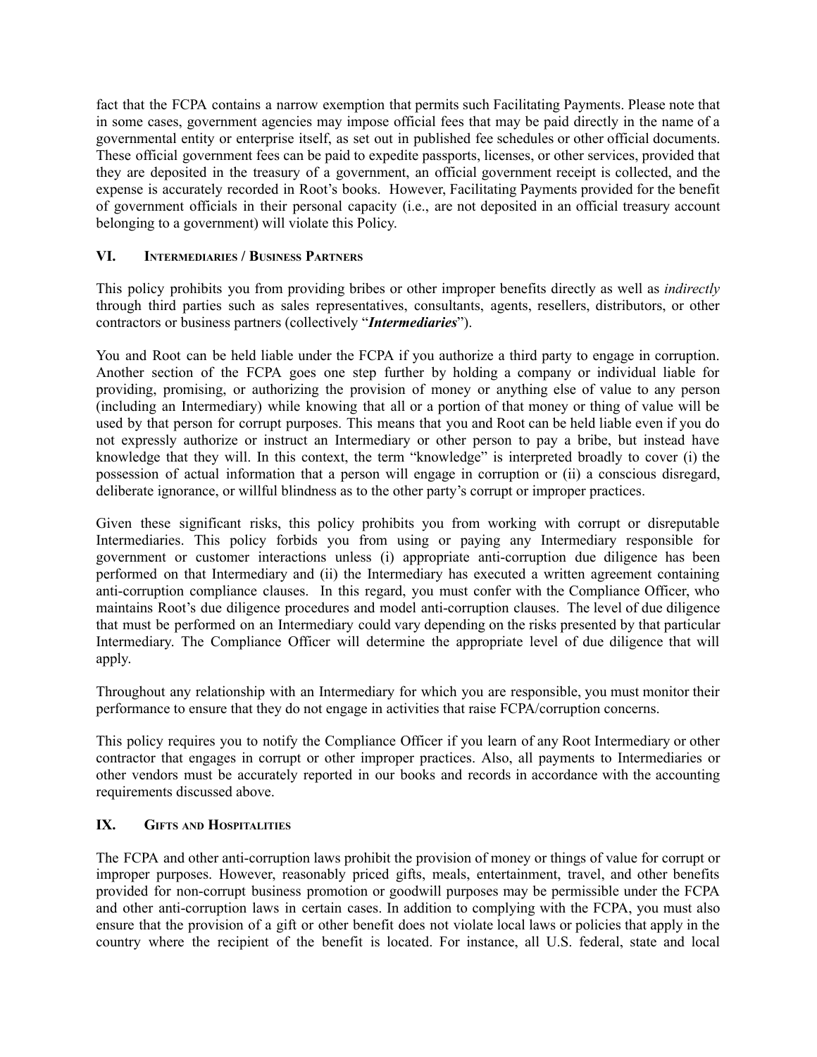fact that the FCPA contains a narrow exemption that permits such Facilitating Payments. Please note that in some cases, government agencies may impose official fees that may be paid directly in the name of a governmental entity or enterprise itself, as set out in published fee schedules or other official documents. These official government fees can be paid to expedite passports, licenses, or other services, provided that they are deposited in the treasury of a government, an official government receipt is collected, and the expense is accurately recorded in Root's books. However, Facilitating Payments provided for the benefit of government officials in their personal capacity (i.e., are not deposited in an official treasury account belonging to a government) will violate this Policy.

## VI. Intermediaries / Business Partners

This policy prohibits you from providing bribes or other improper benefits directly as well as *indirectly* through third parties such as sales representatives, consultants, agents, resellers, distributors, or other contractors or business partners (collectively "***Intermediaries***").

You and Root can be held liable under the FCPA if you authorize a third party to engage in corruption. Another section of the FCPA goes one step further by holding a company or individual liable for providing, promising, or authorizing the provision of money or anything else of value to any person (including an Intermediary) while knowing that all or a portion of that money or thing of value will be used by that person for corrupt purposes. This means that you and Root can be held liable even if you do not expressly authorize or instruct an Intermediary or other person to pay a bribe, but instead have knowledge that they will. In this context, the term "knowledge" is interpreted broadly to cover (i) the possession of actual information that a person will engage in corruption or (ii) a conscious disregard, deliberate ignorance, or willful blindness as to the other party's corrupt or improper practices.

Given these significant risks, this policy prohibits you from working with corrupt or disreputable Intermediaries. This policy forbids you from using or paying any Intermediary responsible for government or customer interactions unless (i) appropriate anti-corruption due diligence has been performed on that Intermediary and (ii) the Intermediary has executed a written agreement containing anti-corruption compliance clauses. In this regard, you must confer with the Compliance Officer, who maintains Root's due diligence procedures and model anti-corruption clauses. The level of due diligence that must be performed on an Intermediary could vary depending on the risks presented by that particular Intermediary. The Compliance Officer will determine the appropriate level of due diligence that will apply.

Throughout any relationship with an Intermediary for which you are responsible, you must monitor their performance to ensure that they do not engage in activities that raise FCPA/corruption concerns.

This policy requires you to notify the Compliance Officer if you learn of any Root Intermediary or other contractor that engages in corrupt or other improper practices. Also, all payments to Intermediaries or other vendors must be accurately reported in our books and records in accordance with the accounting requirements discussed above.

## IX. Gifts and Hospitalities

The FCPA and other anti-corruption laws prohibit the provision of money or things of value for corrupt or improper purposes. However, reasonably priced gifts, meals, entertainment, travel, and other benefits provided for non-corrupt business promotion or goodwill purposes may be permissible under the FCPA and other anti-corruption laws in certain cases. In addition to complying with the FCPA, you must also ensure that the provision of a gift or other benefit does not violate local laws or policies that apply in the country where the recipient of the benefit is located. For instance, all U.S. federal, state and local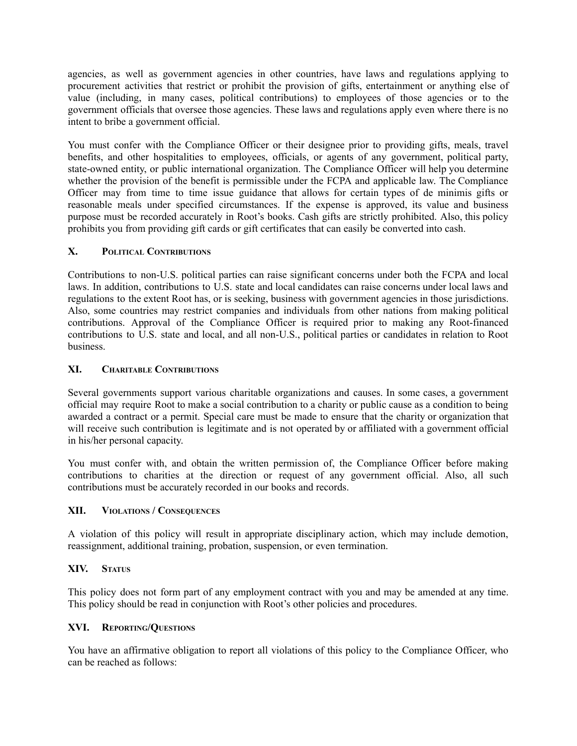agencies, as well as government agencies in other countries, have laws and regulations applying to procurement activities that restrict or prohibit the provision of gifts, entertainment or anything else of value (including, in many cases, political contributions) to employees of those agencies or to the government officials that oversee those agencies. These laws and regulations apply even where there is no intent to bribe a government official.

You must confer with the Compliance Officer or their designee prior to providing gifts, meals, travel benefits, and other hospitalities to employees, officials, or agents of any government, political party, state-owned entity, or public international organization. The Compliance Officer will help you determine whether the provision of the benefit is permissible under the FCPA and applicable law. The Compliance Officer may from time to time issue guidance that allows for certain types of de minimis gifts or reasonable meals under specified circumstances. If the expense is approved, its value and business purpose must be recorded accurately in Root's books. Cash gifts are strictly prohibited. Also, this policy prohibits you from providing gift cards or gift certificates that can easily be converted into cash.

## X. Political Contributions

Contributions to non-U.S. political parties can raise significant concerns under both the FCPA and local laws. In addition, contributions to U.S. state and local candidates can raise concerns under local laws and regulations to the extent Root has, or is seeking, business with government agencies in those jurisdictions. Also, some countries may restrict companies and individuals from other nations from making political contributions. Approval of the Compliance Officer is required prior to making any Root-financed contributions to U.S. state and local, and all non-U.S., political parties or candidates in relation to Root business.

## XI. Charitable Contributions

Several governments support various charitable organizations and causes. In some cases, a government official may require Root to make a social contribution to a charity or public cause as a condition to being awarded a contract or a permit. Special care must be made to ensure that the charity or organization that will receive such contribution is legitimate and is not operated by or affiliated with a government official in his/her personal capacity.

You must confer with, and obtain the written permission of, the Compliance Officer before making contributions to charities at the direction or request of any government official. Also, all such contributions must be accurately recorded in our books and records.

## XII. Violations / Consequences

A violation of this policy will result in appropriate disciplinary action, which may include demotion, reassignment, additional training, probation, suspension, or even termination.

## XIV. Status

This policy does not form part of any employment contract with you and may be amended at any time. This policy should be read in conjunction with Root's other policies and procedures.

## XVI. Reporting/Questions

You have an affirmative obligation to report all violations of this policy to the Compliance Officer, who can be reached as follows: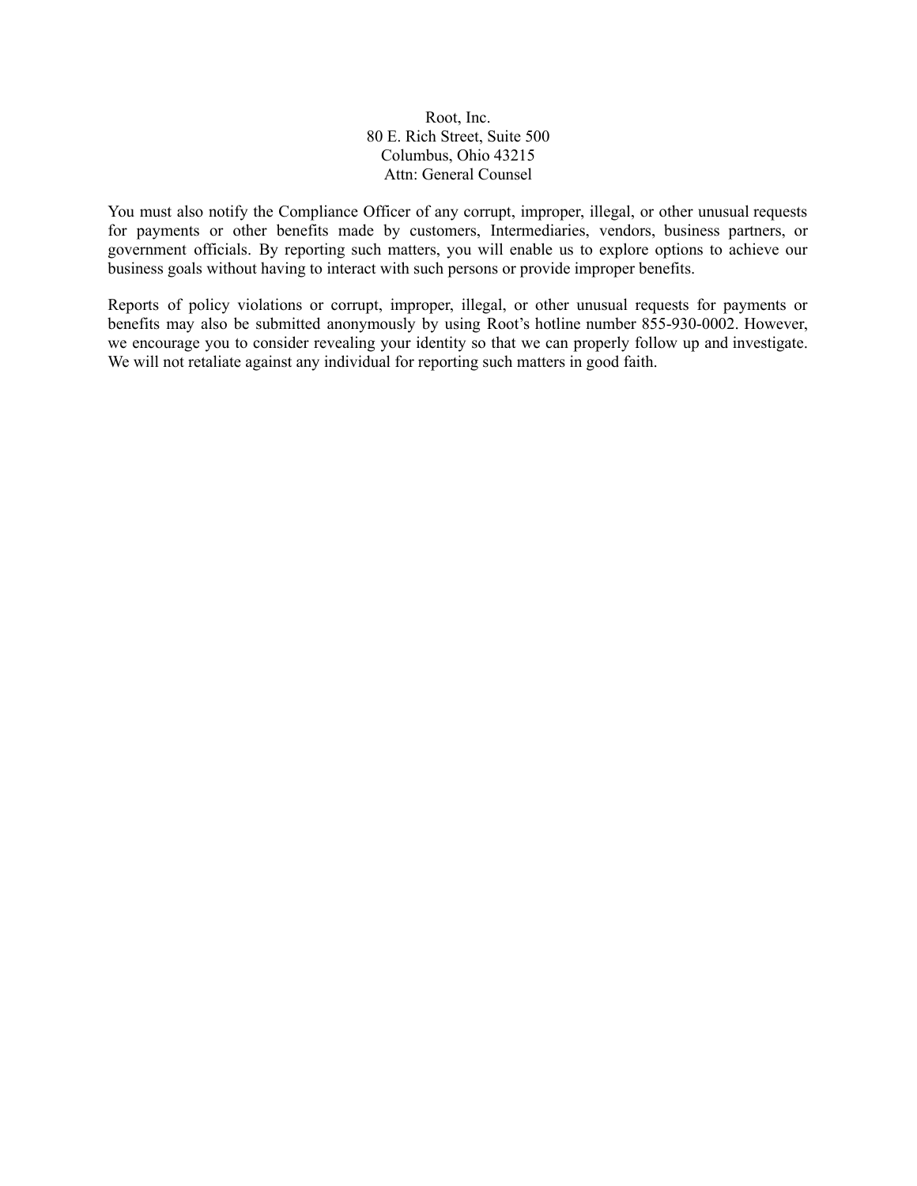Root, Inc.
80 E. Rich Street, Suite 500
Columbus, Ohio 43215
Attn: General Counsel

You must also notify the Compliance Officer of any corrupt, improper, illegal, or other unusual requests for payments or other benefits made by customers, Intermediaries, vendors, business partners, or government officials. By reporting such matters, you will enable us to explore options to achieve our business goals without having to interact with such persons or provide improper benefits.

Reports of policy violations or corrupt, improper, illegal, or other unusual requests for payments or benefits may also be submitted anonymously by using Root's hotline number 855-930-0002. However, we encourage you to consider revealing your identity so that we can properly follow up and investigate. We will not retaliate against any individual for reporting such matters in good faith.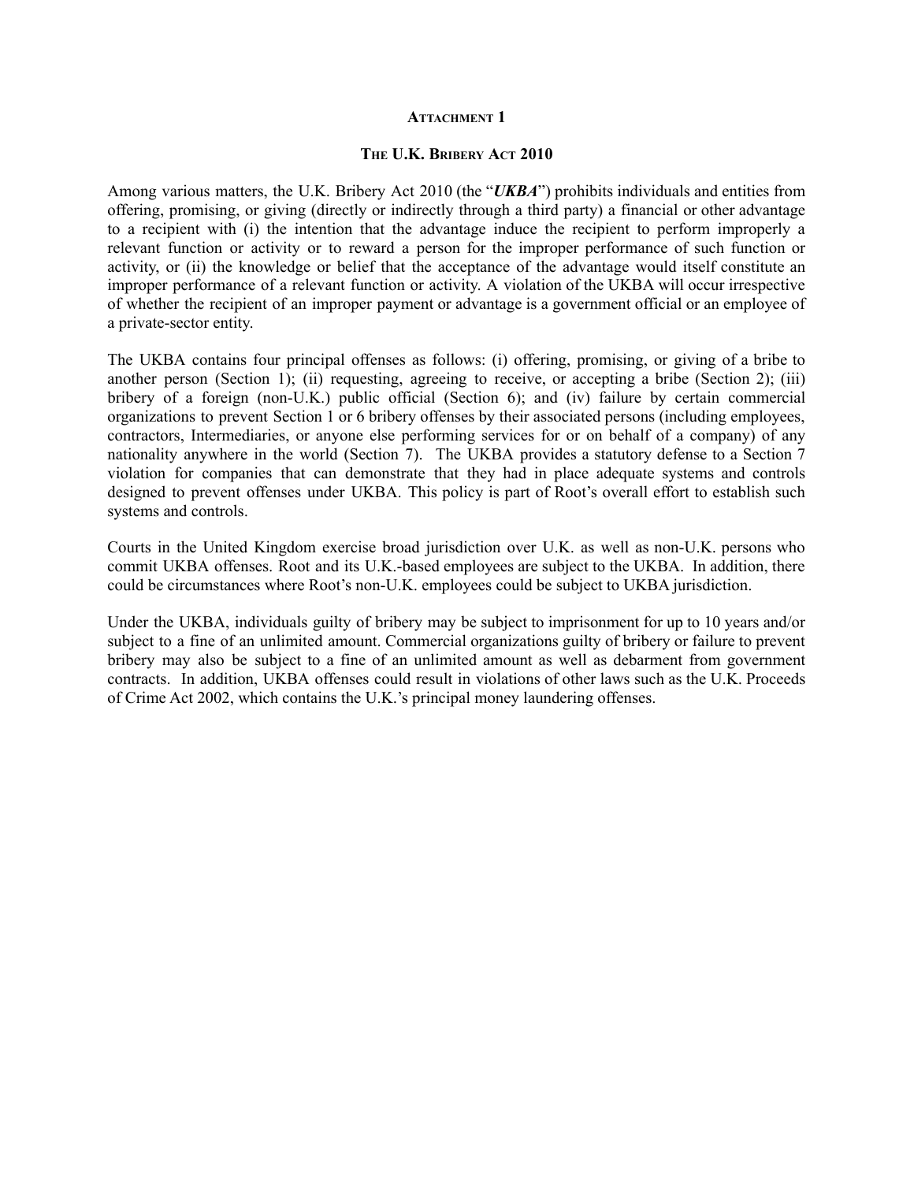**ATTACHMENT 1**

**THE U.K. BRIBERY ACT 2010**

Among various matters, the U.K. Bribery Act 2010 (the "***UKBA***") prohibits individuals and entities from offering, promising, or giving (directly or indirectly through a third party) a financial or other advantage to a recipient with (i) the intention that the advantage induce the recipient to perform improperly a relevant function or activity or to reward a person for the improper performance of such function or activity, or (ii) the knowledge or belief that the acceptance of the advantage would itself constitute an improper performance of a relevant function or activity. A violation of the UKBA will occur irrespective of whether the recipient of an improper payment or advantage is a government official or an employee of a private-sector entity.

The UKBA contains four principal offenses as follows: (i) offering, promising, or giving of a bribe to another person (Section 1); (ii) requesting, agreeing to receive, or accepting a bribe (Section 2); (iii) bribery of a foreign (non-U.K.) public official (Section 6); and (iv) failure by certain commercial organizations to prevent Section 1 or 6 bribery offenses by their associated persons (including employees, contractors, Intermediaries, or anyone else performing services for or on behalf of a company) of any nationality anywhere in the world (Section 7). The UKBA provides a statutory defense to a Section 7 violation for companies that can demonstrate that they had in place adequate systems and controls designed to prevent offenses under UKBA. This policy is part of Root's overall effort to establish such systems and controls.

Courts in the United Kingdom exercise broad jurisdiction over U.K. as well as non-U.K. persons who commit UKBA offenses. Root and its U.K.-based employees are subject to the UKBA. In addition, there could be circumstances where Root's non-U.K. employees could be subject to UKBA jurisdiction.

Under the UKBA, individuals guilty of bribery may be subject to imprisonment for up to 10 years and/or subject to a fine of an unlimited amount. Commercial organizations guilty of bribery or failure to prevent bribery may also be subject to a fine of an unlimited amount as well as debarment from government contracts. In addition, UKBA offenses could result in violations of other laws such as the U.K. Proceeds of Crime Act 2002, which contains the U.K.'s principal money laundering offenses.